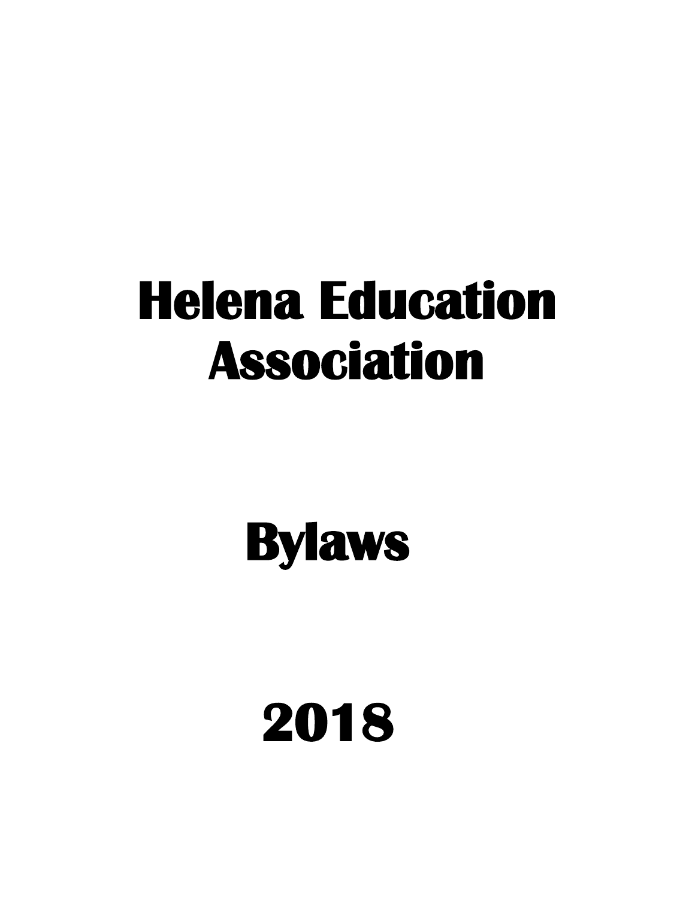# Helena Education Association

# Bylaws

# 2018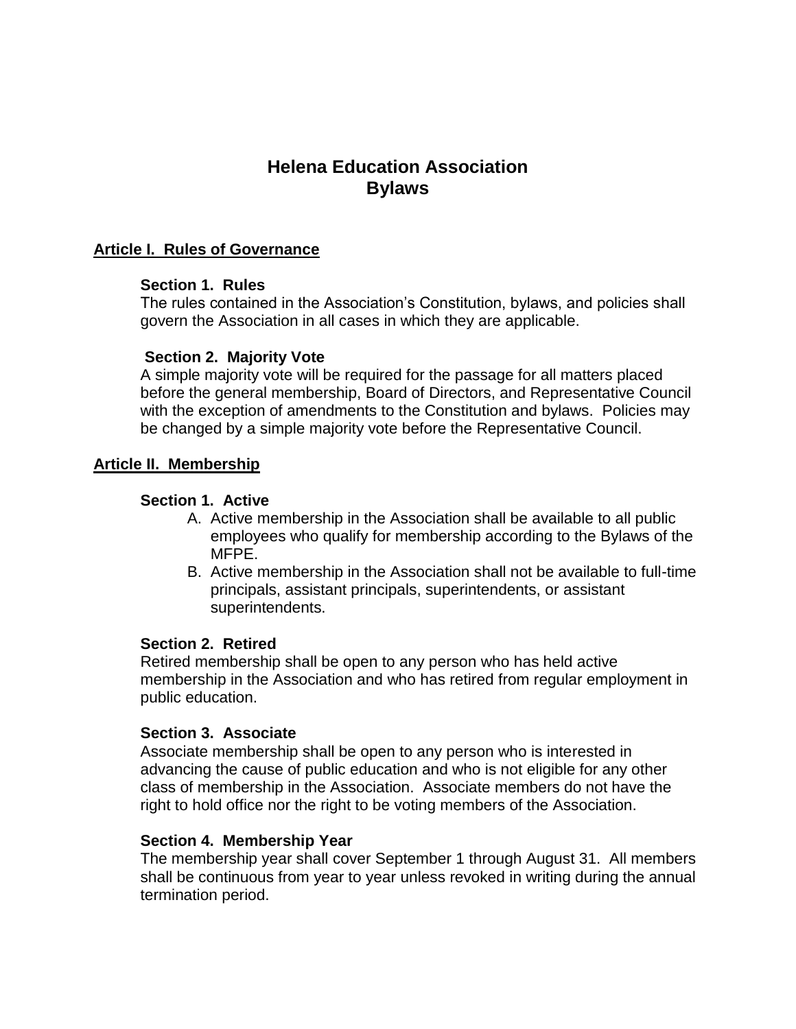# Helena Education Association
# Bylaws

## Article I. Rules of Governance

### Section 1. Rules

The rules contained in the Association's Constitution, bylaws, and policies shall govern the Association in all cases in which they are applicable.

### Section 2. Majority Vote

A simple majority vote will be required for the passage for all matters placed before the general membership, Board of Directors, and Representative Council with the exception of amendments to the Constitution and bylaws. Policies may be changed by a simple majority vote before the Representative Council.

## Article II. Membership

### Section 1. Active

A. Active membership in the Association shall be available to all public employees who qualify for membership according to the Bylaws of the MFPE.

B. Active membership in the Association shall not be available to full-time principals, assistant principals, superintendents, or assistant superintendents.

### Section 2. Retired

Retired membership shall be open to any person who has held active membership in the Association and who has retired from regular employment in public education.

### Section 3. Associate

Associate membership shall be open to any person who is interested in advancing the cause of public education and who is not eligible for any other class of membership in the Association. Associate members do not have the right to hold office nor the right to be voting members of the Association.

### Section 4. Membership Year

The membership year shall cover September 1 through August 31. All members shall be continuous from year to year unless revoked in writing during the annual termination period.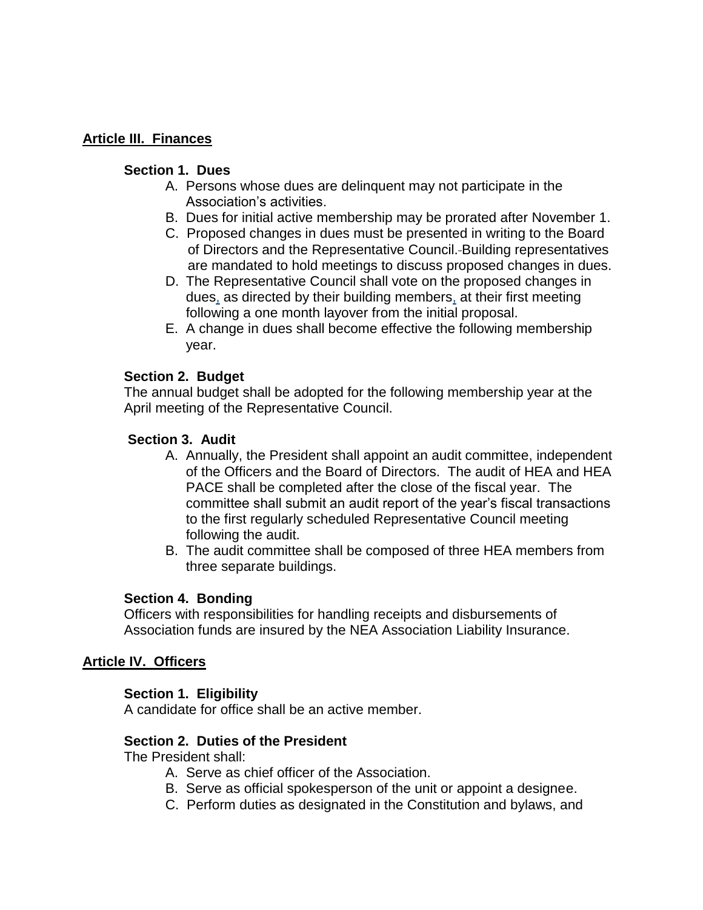## Article III. Finances

### Section 1. Dues

A. Persons whose dues are delinquent may not participate in the Association's activities.
B. Dues for initial active membership may be prorated after November 1.
C. Proposed changes in dues must be presented in writing to the Board of Directors and the Representative Council. Building representatives are mandated to hold meetings to discuss proposed changes in dues.
D. The Representative Council shall vote on the proposed changes in dues, as directed by their building members, at their first meeting following a one month layover from the initial proposal.
E. A change in dues shall become effective the following membership year.

### Section 2. Budget

The annual budget shall be adopted for the following membership year at the April meeting of the Representative Council.

### Section 3. Audit

A. Annually, the President shall appoint an audit committee, independent of the Officers and the Board of Directors. The audit of HEA and HEA PACE shall be completed after the close of the fiscal year. The committee shall submit an audit report of the year's fiscal transactions to the first regularly scheduled Representative Council meeting following the audit.
B. The audit committee shall be composed of three HEA members from three separate buildings.

### Section 4. Bonding

Officers with responsibilities for handling receipts and disbursements of Association funds are insured by the NEA Association Liability Insurance.

## Article IV. Officers

### Section 1. Eligibility

A candidate for office shall be an active member.

### Section 2. Duties of the President

The President shall:

A. Serve as chief officer of the Association.
B. Serve as official spokesperson of the unit or appoint a designee.
C. Perform duties as designated in the Constitution and bylaws, and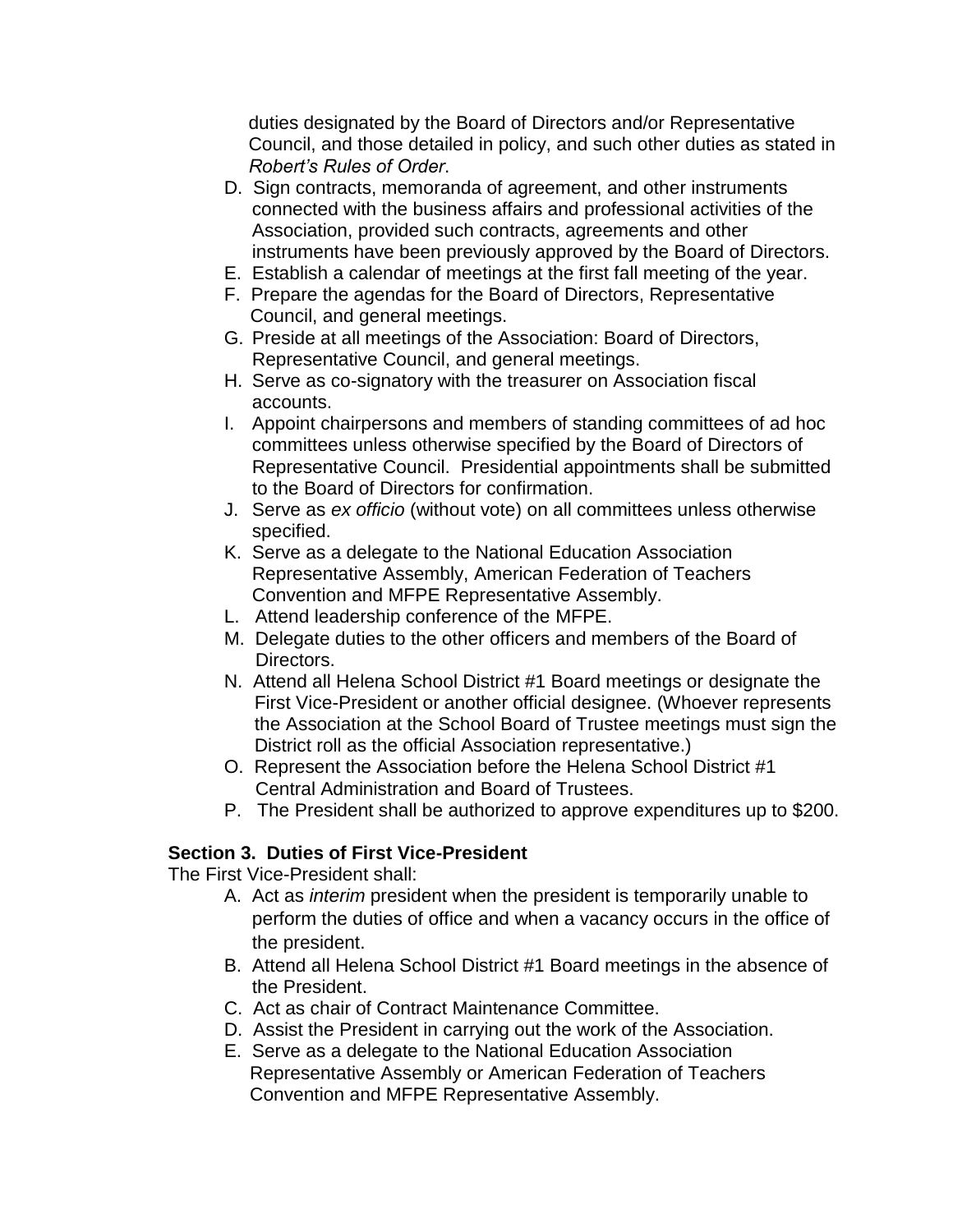duties designated by the Board of Directors and/or Representative Council, and those detailed in policy, and such other duties as stated in *Robert's Rules of Order*.

D. Sign contracts, memoranda of agreement, and other instruments connected with the business affairs and professional activities of the Association, provided such contracts, agreements and other instruments have been previously approved by the Board of Directors.
E. Establish a calendar of meetings at the first fall meeting of the year.
F. Prepare the agendas for the Board of Directors, Representative Council, and general meetings.
G. Preside at all meetings of the Association: Board of Directors, Representative Council, and general meetings.
H. Serve as co-signatory with the treasurer on Association fiscal accounts.
I. Appoint chairpersons and members of standing committees of ad hoc committees unless otherwise specified by the Board of Directors of Representative Council. Presidential appointments shall be submitted to the Board of Directors for confirmation.
J. Serve as *ex officio* (without vote) on all committees unless otherwise specified.
K. Serve as a delegate to the National Education Association Representative Assembly, American Federation of Teachers Convention and MFPE Representative Assembly.
L. Attend leadership conference of the MFPE.
M. Delegate duties to the other officers and members of the Board of Directors.
N. Attend all Helena School District #1 Board meetings or designate the First Vice-President or another official designee. (Whoever represents the Association at the School Board of Trustee meetings must sign the District roll as the official Association representative.)
O. Represent the Association before the Helena School District #1 Central Administration and Board of Trustees.
P. The President shall be authorized to approve expenditures up to $200.

**Section 3. Duties of First Vice-President**

The First Vice-President shall:

A. Act as *interim* president when the president is temporarily unable to perform the duties of office and when a vacancy occurs in the office of the president.
B. Attend all Helena School District #1 Board meetings in the absence of the President.
C. Act as chair of Contract Maintenance Committee.
D. Assist the President in carrying out the work of the Association.
E. Serve as a delegate to the National Education Association Representative Assembly or American Federation of Teachers Convention and MFPE Representative Assembly.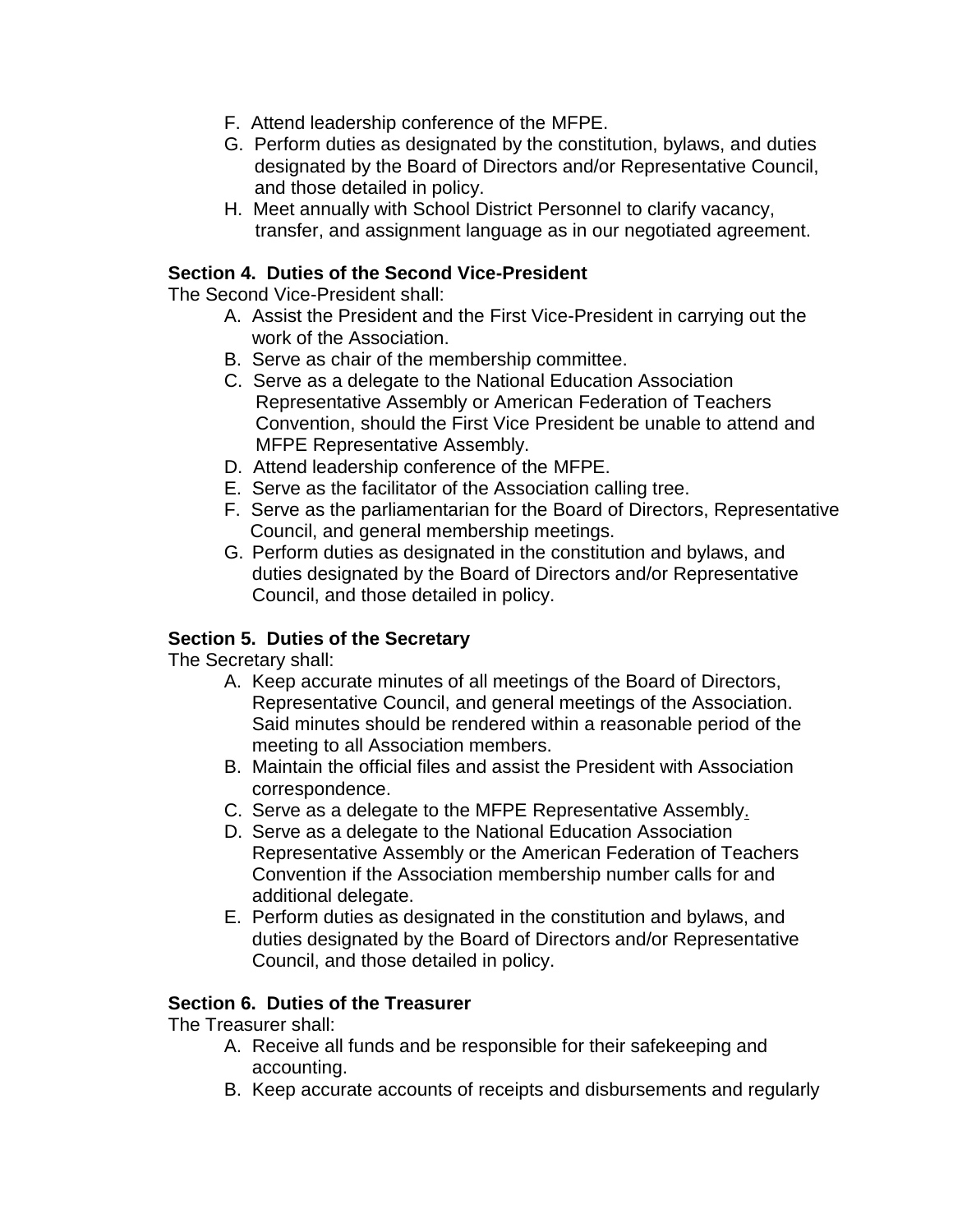F. Attend leadership conference of the MFPE.
G. Perform duties as designated by the constitution, bylaws, and duties designated by the Board of Directors and/or Representative Council, and those detailed in policy.
H. Meet annually with School District Personnel to clarify vacancy, transfer, and assignment language as in our negotiated agreement.

**Section 4. Duties of the Second Vice-President**
The Second Vice-President shall:

A. Assist the President and the First Vice-President in carrying out the work of the Association.
B. Serve as chair of the membership committee.
C. Serve as a delegate to the National Education Association Representative Assembly or American Federation of Teachers Convention, should the First Vice President be unable to attend and MFPE Representative Assembly.
D. Attend leadership conference of the MFPE.
E. Serve as the facilitator of the Association calling tree.
F. Serve as the parliamentarian for the Board of Directors, Representative Council, and general membership meetings.
G. Perform duties as designated in the constitution and bylaws, and duties designated by the Board of Directors and/or Representative Council, and those detailed in policy.

**Section 5. Duties of the Secretary**
The Secretary shall:

A. Keep accurate minutes of all meetings of the Board of Directors, Representative Council, and general meetings of the Association. Said minutes should be rendered within a reasonable period of the meeting to all Association members.
B. Maintain the official files and assist the President with Association correspondence.
C. Serve as a delegate to the MFPE Representative Assembly.
D. Serve as a delegate to the National Education Association Representative Assembly or the American Federation of Teachers Convention if the Association membership number calls for and additional delegate.
E. Perform duties as designated in the constitution and bylaws, and duties designated by the Board of Directors and/or Representative Council, and those detailed in policy.

**Section 6. Duties of the Treasurer**
The Treasurer shall:

A. Receive all funds and be responsible for their safekeeping and accounting.
B. Keep accurate accounts of receipts and disbursements and regularly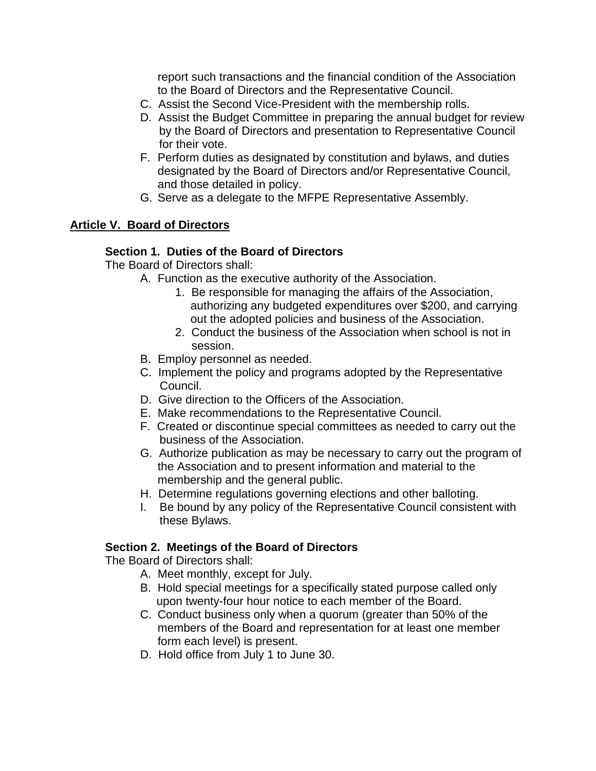report such transactions and the financial condition of the Association to the Board of Directors and the Representative Council.

C. Assist the Second Vice-President with the membership rolls.
D. Assist the Budget Committee in preparing the annual budget for review by the Board of Directors and presentation to Representative Council for their vote.
F. Perform duties as designated by constitution and bylaws, and duties designated by the Board of Directors and/or Representative Council, and those detailed in policy.
G. Serve as a delegate to the MFPE Representative Assembly.

## Article V.  Board of Directors

### Section 1.  Duties of the Board of Directors

The Board of Directors shall:

A. Function as the executive authority of the Association.
   1. Be responsible for managing the affairs of the Association, authorizing any budgeted expenditures over $200, and carrying out the adopted policies and business of the Association.
   2. Conduct the business of the Association when school is not in session.
B. Employ personnel as needed.
C. Implement the policy and programs adopted by the Representative Council.
D. Give direction to the Officers of the Association.
E. Make recommendations to the Representative Council.
F. Created or discontinue special committees as needed to carry out the business of the Association.
G. Authorize publication as may be necessary to carry out the program of the Association and to present information and material to the membership and the general public.
H. Determine regulations governing elections and other balloting.
I. Be bound by any policy of the Representative Council consistent with these Bylaws.

### Section 2.  Meetings of the Board of Directors

The Board of Directors shall:

A. Meet monthly, except for July.
B. Hold special meetings for a specifically stated purpose called only upon twenty-four hour notice to each member of the Board.
C. Conduct business only when a quorum (greater than 50% of the members of the Board and representation for at least one member form each level) is present.
D. Hold office from July 1 to June 30.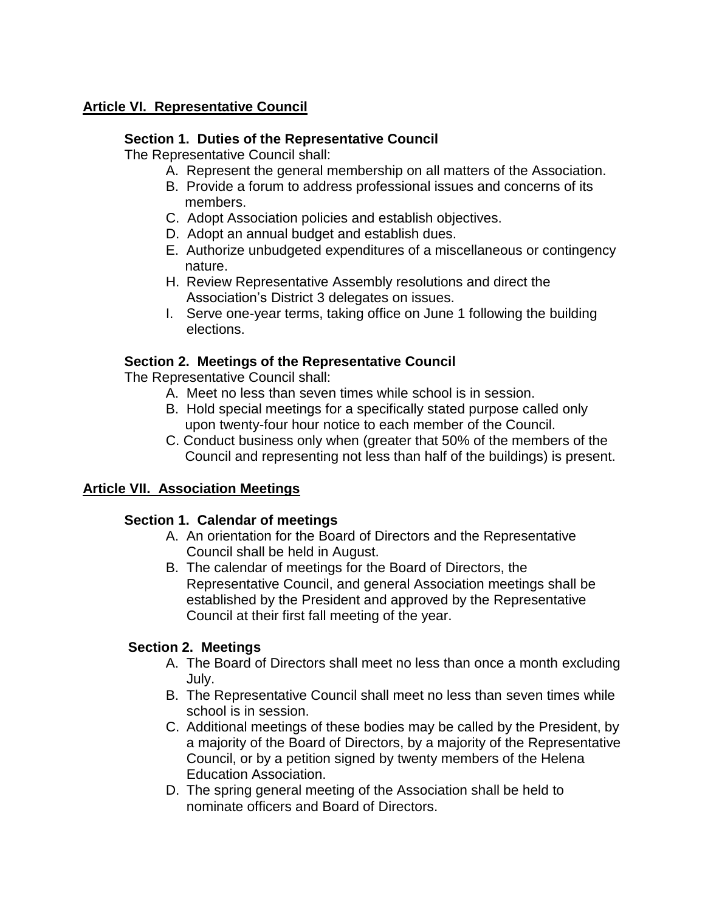## Article VI. Representative Council

### Section 1. Duties of the Representative Council

The Representative Council shall:

A. Represent the general membership on all matters of the Association.
B. Provide a forum to address professional issues and concerns of its members.
C. Adopt Association policies and establish objectives.
D. Adopt an annual budget and establish dues.
E. Authorize unbudgeted expenditures of a miscellaneous or contingency nature.
H. Review Representative Assembly resolutions and direct the Association's District 3 delegates on issues.
I. Serve one-year terms, taking office on June 1 following the building elections.

### Section 2. Meetings of the Representative Council

The Representative Council shall:

A. Meet no less than seven times while school is in session.
B. Hold special meetings for a specifically stated purpose called only upon twenty-four hour notice to each member of the Council.
C. Conduct business only when (greater that 50% of the members of the Council and representing not less than half of the buildings) is present.

## Article VII. Association Meetings

### Section 1. Calendar of meetings

A. An orientation for the Board of Directors and the Representative Council shall be held in August.
B. The calendar of meetings for the Board of Directors, the Representative Council, and general Association meetings shall be established by the President and approved by the Representative Council at their first fall meeting of the year.

### Section 2. Meetings

A. The Board of Directors shall meet no less than once a month excluding July.
B. The Representative Council shall meet no less than seven times while school is in session.
C. Additional meetings of these bodies may be called by the President, by a majority of the Board of Directors, by a majority of the Representative Council, or by a petition signed by twenty members of the Helena Education Association.
D. The spring general meeting of the Association shall be held to nominate officers and Board of Directors.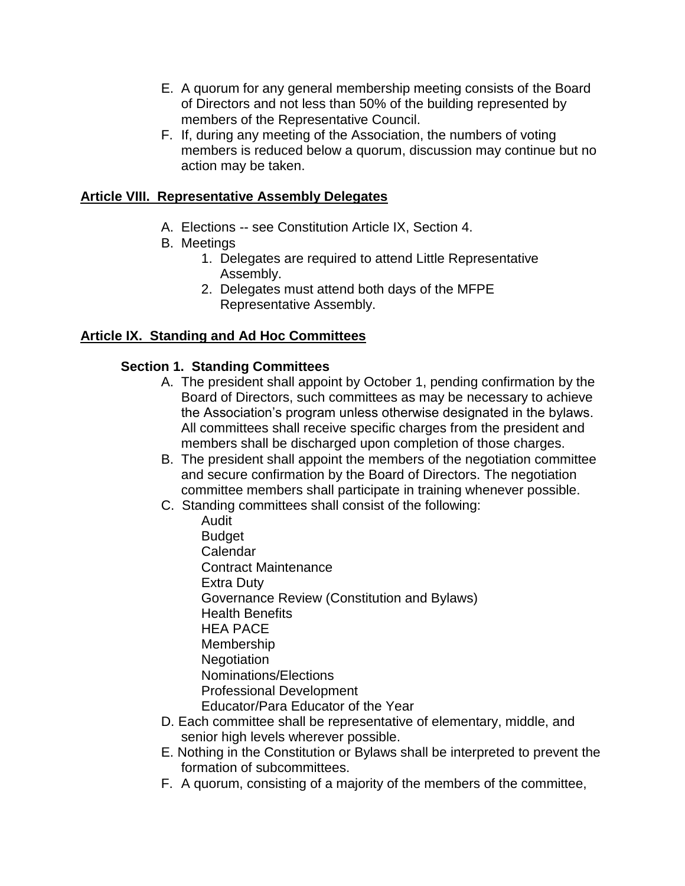E. A quorum for any general membership meeting consists of the Board of Directors and not less than 50% of the building represented by members of the Representative Council.

F. If, during any meeting of the Association, the numbers of voting members is reduced below a quorum, discussion may continue but no action may be taken.

## Article VIII. Representative Assembly Delegates

A. Elections -- see Constitution Article IX, Section 4.

B. Meetings
   1. Delegates are required to attend Little Representative Assembly.
   2. Delegates must attend both days of the MFPE Representative Assembly.

## Article IX. Standing and Ad Hoc Committees

### Section 1. Standing Committees

A. The president shall appoint by October 1, pending confirmation by the Board of Directors, such committees as may be necessary to achieve the Association's program unless otherwise designated in the bylaws. All committees shall receive specific charges from the president and members shall be discharged upon completion of those charges.

B. The president shall appoint the members of the negotiation committee and secure confirmation by the Board of Directors. The negotiation committee members shall participate in training whenever possible.

C. Standing committees shall consist of the following:
   - Audit
   - Budget
   - Calendar
   - Contract Maintenance
   - Extra Duty
   - Governance Review (Constitution and Bylaws)
   - Health Benefits
   - HEA PACE
   - Membership
   - Negotiation
   - Nominations/Elections
   - Professional Development
   - Educator/Para Educator of the Year

D. Each committee shall be representative of elementary, middle, and senior high levels wherever possible.

E. Nothing in the Constitution or Bylaws shall be interpreted to prevent the formation of subcommittees.

F. A quorum, consisting of a majority of the members of the committee,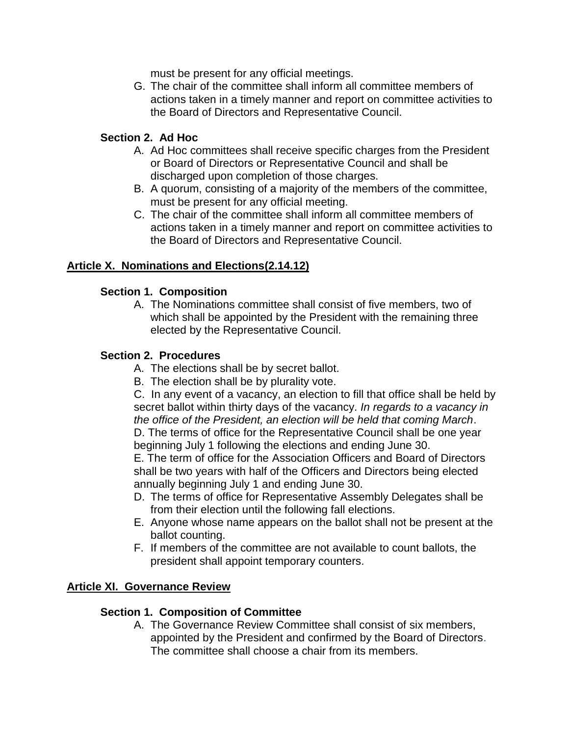must be present for any official meetings.

G. The chair of the committee shall inform all committee members of actions taken in a timely manner and report on committee activities to the Board of Directors and Representative Council.

**Section 2. Ad Hoc**

A. Ad Hoc committees shall receive specific charges from the President or Board of Directors or Representative Council and shall be discharged upon completion of those charges.

B. A quorum, consisting of a majority of the members of the committee, must be present for any official meeting.

C. The chair of the committee shall inform all committee members of actions taken in a timely manner and report on committee activities to the Board of Directors and Representative Council.

## Article X. Nominations and Elections(2.14.12)

**Section 1. Composition**

A. The Nominations committee shall consist of five members, two of which shall be appointed by the President with the remaining three elected by the Representative Council.

**Section 2. Procedures**

A. The elections shall be by secret ballot.

B. The election shall be by plurality vote.

C. In any event of a vacancy, an election to fill that office shall be held by secret ballot within thirty days of the vacancy. *In regards to a vacancy in the office of the President, an election will be held that coming March*.

D. The terms of office for the Representative Council shall be one year beginning July 1 following the elections and ending June 30.

E. The term of office for the Association Officers and Board of Directors shall be two years with half of the Officers and Directors being elected annually beginning July 1 and ending June 30.

D. The terms of office for Representative Assembly Delegates shall be from their election until the following fall elections.

E. Anyone whose name appears on the ballot shall not be present at the ballot counting.

F. If members of the committee are not available to count ballots, the president shall appoint temporary counters.

## Article XI. Governance Review

**Section 1. Composition of Committee**

A. The Governance Review Committee shall consist of six members, appointed by the President and confirmed by the Board of Directors. The committee shall choose a chair from its members.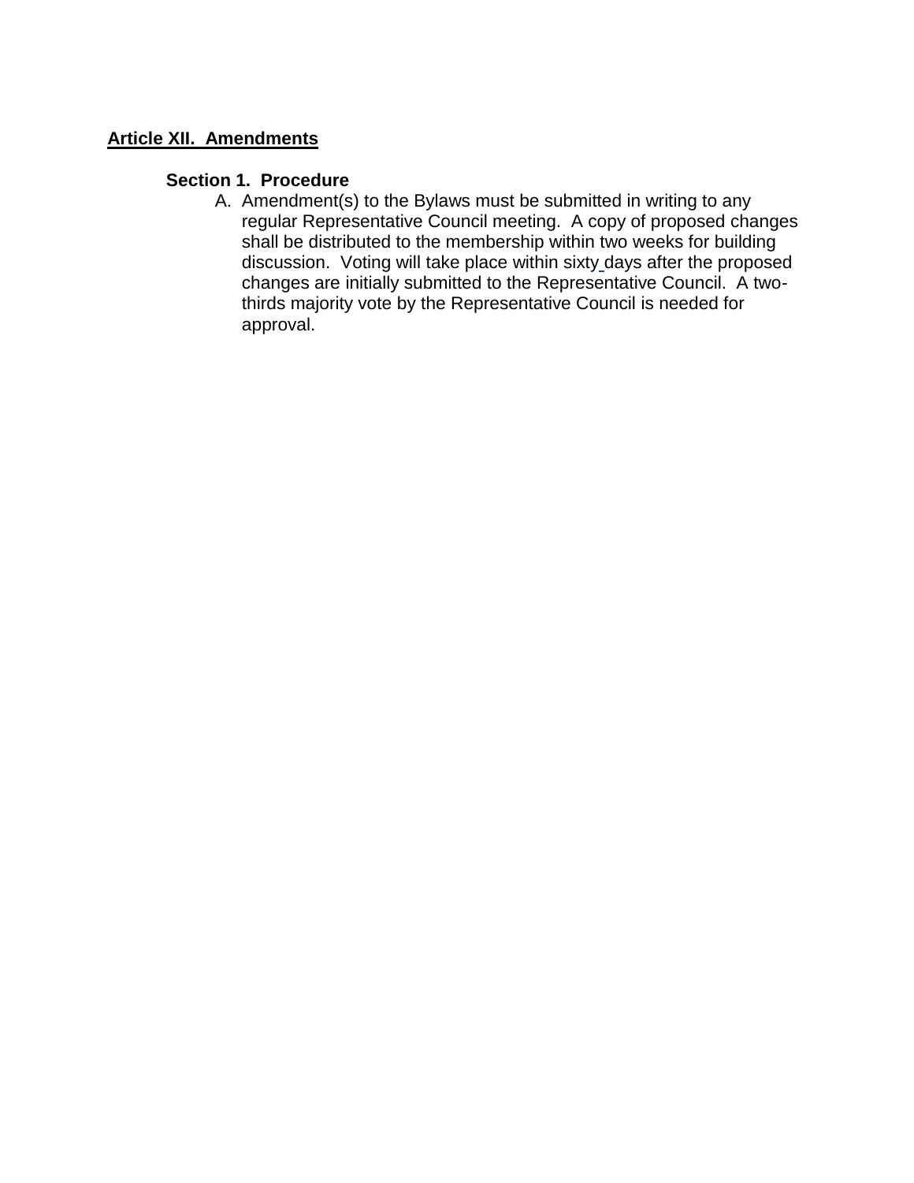## **Article XII. Amendments**

### Section 1. Procedure

A. Amendment(s) to the Bylaws must be submitted in writing to any regular Representative Council meeting. A copy of proposed changes shall be distributed to the membership within two weeks for building discussion. Voting will take place within sixty days after the proposed changes are initially submitted to the Representative Council. A two-thirds majority vote by the Representative Council is needed for approval.